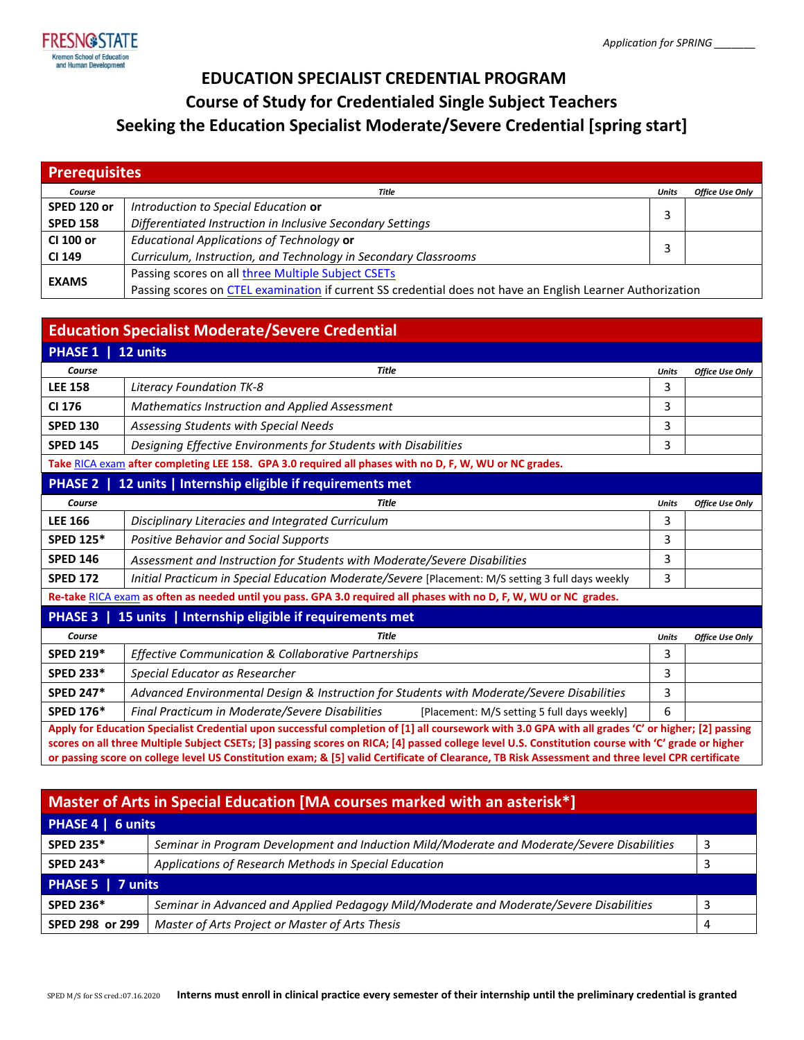Application for SPRING _______

# EDUCATION SPECIALIST CREDENTIAL PROGRAM
## Course of Study for Credentialed Single Subject Teachers
## Seeking the Education Specialist Moderate/Severe Credential [spring start]

### Prerequisites

| Course | Title | Units | Office Use Only |
|---|---|---|---|
| **SPED 120 or SPED 158** | *Introduction to Special Education* **or** *Differentiated Instruction in Inclusive Secondary Settings* | 3 | |
| **CI 100 or CI 149** | *Educational Applications of Technology* **or** *Curriculum, Instruction, and Technology in Secondary Classrooms* | 3 | |
| **EXAMS** | Passing scores on all three Multiple Subject CSETs<br>Passing scores on CTEL examination if current SS credential does not have an English Learner Authorization | | |

### Education Specialist Moderate/Severe Credential

#### PHASE 1 | 12 units

| Course | Title | Units | Office Use Only |
|---|---|---|---|
| **LEE 158** | *Literacy Foundation TK-8* | 3 | |
| **CI 176** | *Mathematics Instruction and Applied Assessment* | 3 | |
| **SPED 130** | *Assessing Students with Special Needs* | 3 | |
| **SPED 145** | *Designing Effective Environments for Students with Disabilities* | 3 | |

**Take RICA exam after completing LEE 158. GPA 3.0 required all phases with no D, F, W, WU or NC grades.**

#### PHASE 2 | 12 units | Internship eligible if requirements met

| Course | Title | Units | Office Use Only |
|---|---|---|---|
| **LEE 166** | *Disciplinary Literacies and Integrated Curriculum* | 3 | |
| **SPED 125*** | *Positive Behavior and Social Supports* | 3 | |
| **SPED 146** | *Assessment and Instruction for Students with Moderate/Severe Disabilities* | 3 | |
| **SPED 172** | *Initial Practicum in Special Education Moderate/Severe* [Placement: M/S setting 3 full days weekly | 3 | |

**Re-take RICA exam as often as needed until you pass. GPA 3.0 required all phases with no D, F, W, WU or NC grades.**

#### PHASE 3 | 15 units | Internship eligible if requirements met

| Course | Title | Units | Office Use Only |
|---|---|---|---|
| **SPED 219*** | *Effective Communication & Collaborative Partnerships* | 3 | |
| **SPED 233*** | *Special Educator as Researcher* | 3 | |
| **SPED 247*** | *Advanced Environmental Design & Instruction for Students with Moderate/Severe Disabilities* | 3 | |
| **SPED 176*** | *Final Practicum in Moderate/Severe Disabilities* [Placement: M/S setting 5 full days weekly] | 6 | |

**Apply for Education Specialist Credential upon successful completion of [1] all coursework with 3.0 GPA with all grades 'C' or higher; [2] passing scores on all three Multiple Subject CSETs; [3] passing scores on RICA; [4] passed college level U.S. Constitution course with 'C' grade or higher or passing score on college level US Constitution exam; & [5] valid Certificate of Clearance, TB Risk Assessment and three level CPR certificate**

### Master of Arts in Special Education [MA courses marked with an asterisk*]

#### PHASE 4 | 6 units

| Course | Title | Units |
|---|---|---|
| **SPED 235*** | *Seminar in Program Development and Induction Mild/Moderate and Moderate/Severe Disabilities* | 3 |
| **SPED 243*** | *Applications of Research Methods in Special Education* | 3 |

#### PHASE 5 | 7 units

| Course | Title | Units |
|---|---|---|
| **SPED 236*** | *Seminar in Advanced and Applied Pedagogy Mild/Moderate and Moderate/Severe Disabilities* | 3 |
| **SPED 298 or 299** | *Master of Arts Project or Master of Arts Thesis* | 4 |

SPED M/S for SS cred.:07.16.2020 **Interns must enroll in clinical practice every semester of their internship until the preliminary credential is granted**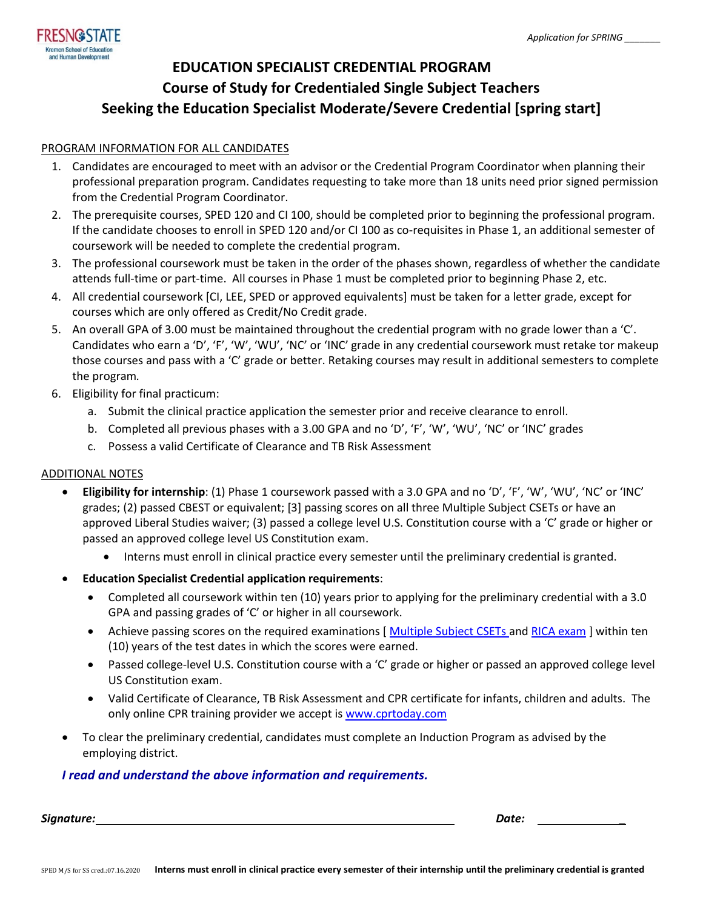Application for SPRING _______

# EDUCATION SPECIALIST CREDENTIAL PROGRAM
## Course of Study for Credentialed Single Subject Teachers Seeking the Education Specialist Moderate/Severe Credential [spring start]

PROGRAM INFORMATION FOR ALL CANDIDATES

1. Candidates are encouraged to meet with an advisor or the Credential Program Coordinator when planning their professional preparation program. Candidates requesting to take more than 18 units need prior signed permission from the Credential Program Coordinator.
2. The prerequisite courses, SPED 120 and CI 100, should be completed prior to beginning the professional program. If the candidate chooses to enroll in SPED 120 and/or CI 100 as co-requisites in Phase 1, an additional semester of coursework will be needed to complete the credential program.
3. The professional coursework must be taken in the order of the phases shown, regardless of whether the candidate attends full-time or part-time. All courses in Phase 1 must be completed prior to beginning Phase 2, etc.
4. All credential coursework [CI, LEE, SPED or approved equivalents] must be taken for a letter grade, except for courses which are only offered as Credit/No Credit grade.
5. An overall GPA of 3.00 must be maintained throughout the credential program with no grade lower than a 'C'. Candidates who earn a 'D', 'F', 'W', 'WU', 'NC' or 'INC' grade in any credential coursework must retake tor makeup those courses and pass with a 'C' grade or better. Retaking courses may result in additional semesters to complete the program.
6. Eligibility for final practicum:
   a. Submit the clinical practice application the semester prior and receive clearance to enroll.
   b. Completed all previous phases with a 3.00 GPA and no 'D', 'F', 'W', 'WU', 'NC' or 'INC' grades
   c. Possess a valid Certificate of Clearance and TB Risk Assessment

ADDITIONAL NOTES

- **Eligibility for internship**: (1) Phase 1 coursework passed with a 3.0 GPA and no 'D', 'F', 'W', 'WU', 'NC' or 'INC' grades; (2) passed CBEST or equivalent; [3] passing scores on all three Multiple Subject CSETs or have an approved Liberal Studies waiver; (3) passed a college level U.S. Constitution course with a 'C' grade or higher or passed an approved college level US Constitution exam.
  - Interns must enroll in clinical practice every semester until the preliminary credential is granted.
- **Education Specialist Credential application requirements**:
  - Completed all coursework within ten (10) years prior to applying for the preliminary credential with a 3.0 GPA and passing grades of 'C' or higher in all coursework.
  - Achieve passing scores on the required examinations [ Multiple Subject CSETs and RICA exam ] within ten (10) years of the test dates in which the scores were earned.
  - Passed college-level U.S. Constitution course with a 'C' grade or higher or passed an approved college level US Constitution exam.
  - Valid Certificate of Clearance, TB Risk Assessment and CPR certificate for infants, children and adults. The only online CPR training provider we accept is www.cprtoday.com
- To clear the preliminary credential, candidates must complete an Induction Program as advised by the employing district.

***I read and understand the above information and requirements.***

***Signature:*** ______________________________ ***Date:*** ______________

SPED M/S for SS cred.:07.16.2020 **Interns must enroll in clinical practice every semester of their internship until the preliminary credential is granted**